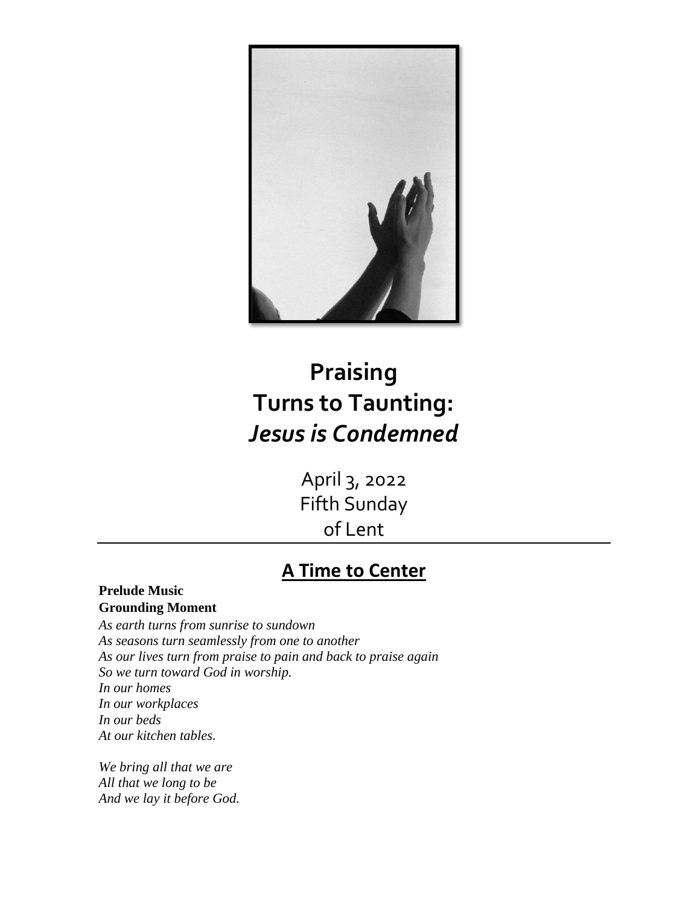# Praising
# Turns to Taunting:
# *Jesus is Condemned*

April 3, 2022
Fifth Sunday
of Lent

## A Time to Center

**Prelude Music**
**Grounding Moment**

*As earth turns from sunrise to sundown*
*As seasons turn seamlessly from one to another*
*As our lives turn from praise to pain and back to praise again*
*So we turn toward God in worship.*
*In our homes*
*In our workplaces*
*In our beds*
*At our kitchen tables.*

*We bring all that we are*
*All that we long to be*
*And we lay it before God.*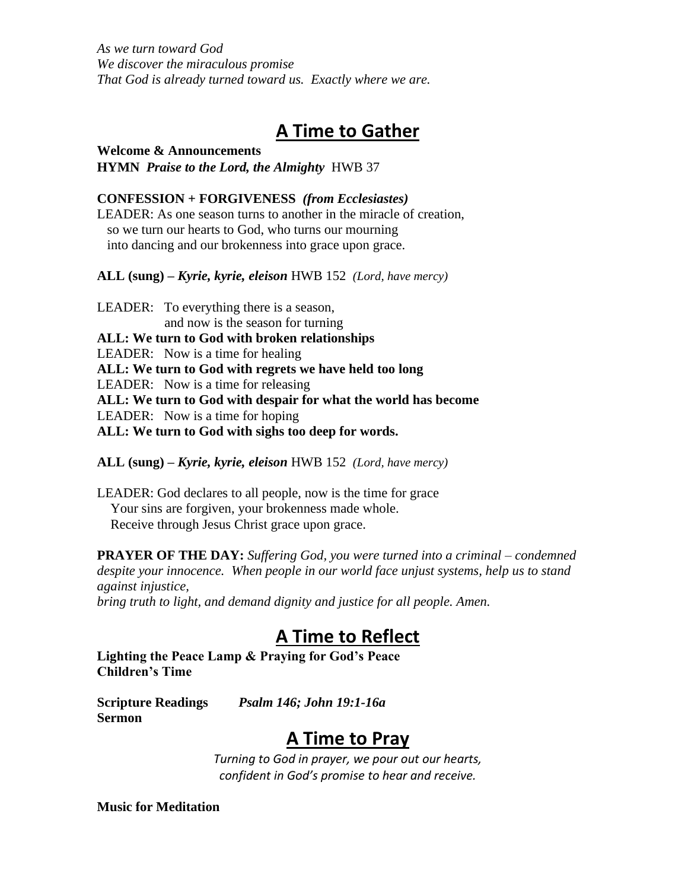*As we turn toward God*
*We discover the miraculous promise*
*That God is already turned toward us. Exactly where we are.*

## A Time to Gather

**Welcome & Announcements**
**HYMN** ***Praise to the Lord, the Almighty*** HWB 37

**CONFESSION + FORGIVENESS** ***(from Ecclesiastes)***
LEADER: As one season turns to another in the miracle of creation,
so we turn our hearts to God, who turns our mourning
into dancing and our brokenness into grace upon grace.

**ALL (sung) –** ***Kyrie, kyrie, eleison*** HWB 152 *(Lord, have mercy)*

LEADER: To everything there is a season,
and now is the season for turning
**ALL: We turn to God with broken relationships**
LEADER: Now is a time for healing
**ALL: We turn to God with regrets we have held too long**
LEADER: Now is a time for releasing
**ALL: We turn to God with despair for what the world has become**
LEADER: Now is a time for hoping
**ALL: We turn to God with sighs too deep for words.**

**ALL (sung) –** ***Kyrie, kyrie, eleison*** HWB 152 *(Lord, have mercy)*

LEADER: God declares to all people, now is the time for grace
Your sins are forgiven, your brokenness made whole.
Receive through Jesus Christ grace upon grace.

**PRAYER OF THE DAY:** *Suffering God, you were turned into a criminal – condemned despite your innocence. When people in our world face unjust systems, help us to stand against injustice,*
*bring truth to light, and demand dignity and justice for all people. Amen.*

## A Time to Reflect

**Lighting the Peace Lamp & Praying for God's Peace**
**Children's Time**

**Scripture Readings** ***Psalm 146; John 19:1-16a***
**Sermon**

## A Time to Pray

*Turning to God in prayer, we pour out our hearts,*
*confident in God's promise to hear and receive.*

**Music for Meditation**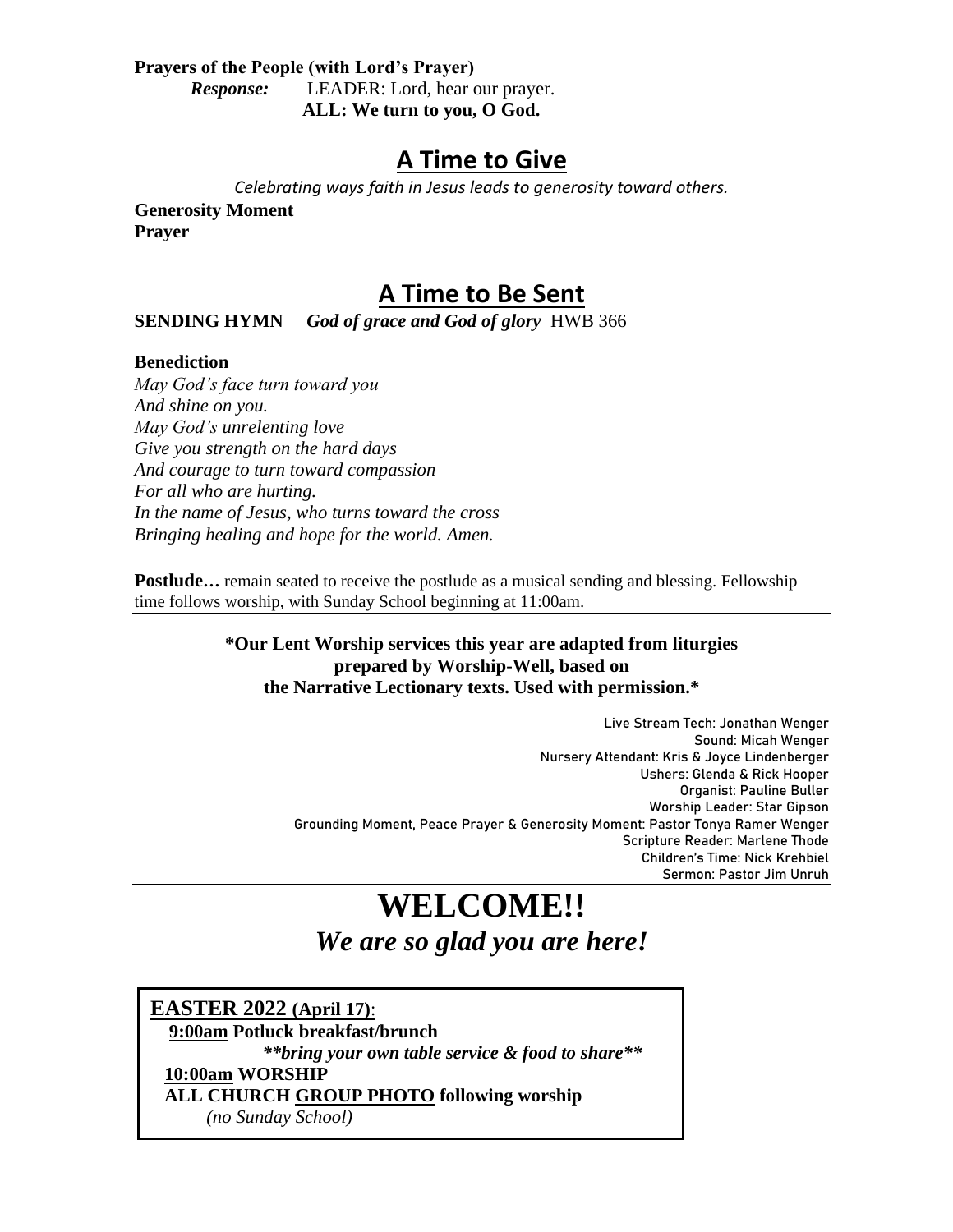**Prayers of the People (with Lord's Prayer)**

*Response:* LEADER: Lord, hear our prayer.
**ALL: We turn to you, O God.**

## A Time to Give

*Celebrating ways faith in Jesus leads to generosity toward others.*

**Generosity Moment**
**Prayer**

## A Time to Be Sent

**SENDING HYMN** ***God of grace and God of glory*** HWB 366

**Benediction**

*May God's face turn toward you*
*And shine on you.*
*May God's unrelenting love*
*Give you strength on the hard days*
*And courage to turn toward compassion*
*For all who are hurting.*
*In the name of Jesus, who turns toward the cross*
*Bringing healing and hope for the world. Amen.*

**Postlude…** remain seated to receive the postlude as a musical sending and blessing. Fellowship time follows worship, with Sunday School beginning at 11:00am.

---

**\*Our Lent Worship services this year are adapted from liturgies prepared by Worship-Well, based on the Narrative Lectionary texts. Used with permission.\***

Live Stream Tech: Jonathan Wenger
Sound: Micah Wenger
Nursery Attendant: Kris & Joyce Lindenberger
Ushers: Glenda & Rick Hooper
Organist: Pauline Buller
Worship Leader: Star Gipson
Grounding Moment, Peace Prayer & Generosity Moment: Pastor Tonya Ramer Wenger
Scripture Reader: Marlene Thode
Children's Time: Nick Krehbiel
Sermon: Pastor Jim Unruh

---

# WELCOME!!

***We are so glad you are here!***

**EASTER 2022 (April 17)**:

**9:00am Potluck breakfast/brunch**
***\*\*bring your own table service & food to share\*\****
**10:00am WORSHIP**
**ALL CHURCH GROUP PHOTO following worship**
*(no Sunday School)*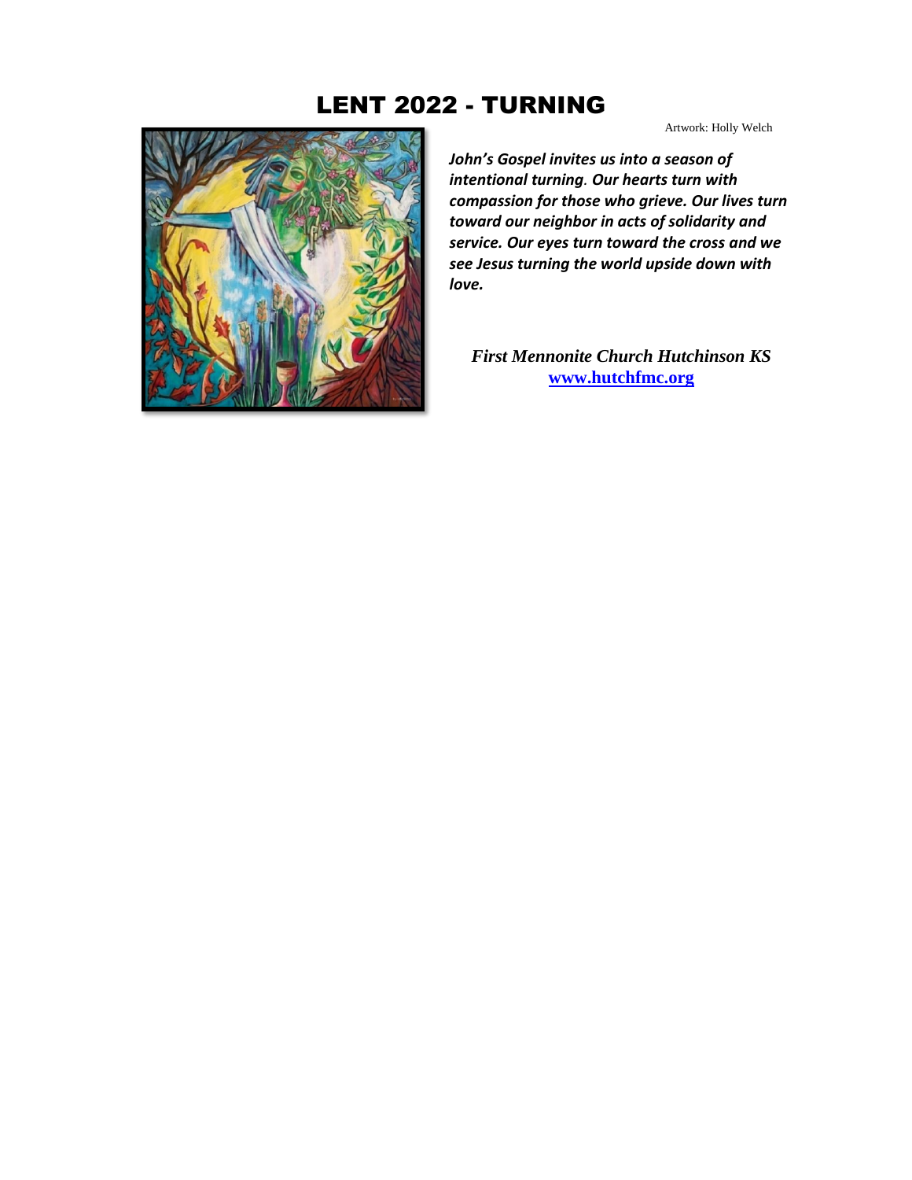# LENT 2022 - TURNING

Artwork: Holly Welch

***John's Gospel invites us into a season of intentional turning. Our hearts turn with compassion for those who grieve. Our lives turn toward our neighbor in acts of solidarity and service. Our eyes turn toward the cross and we see Jesus turning the world upside down with love.***

***First Mennonite Church Hutchinson KS***

**[www.hutchfmc.org](http://www.hutchfmc.org)**